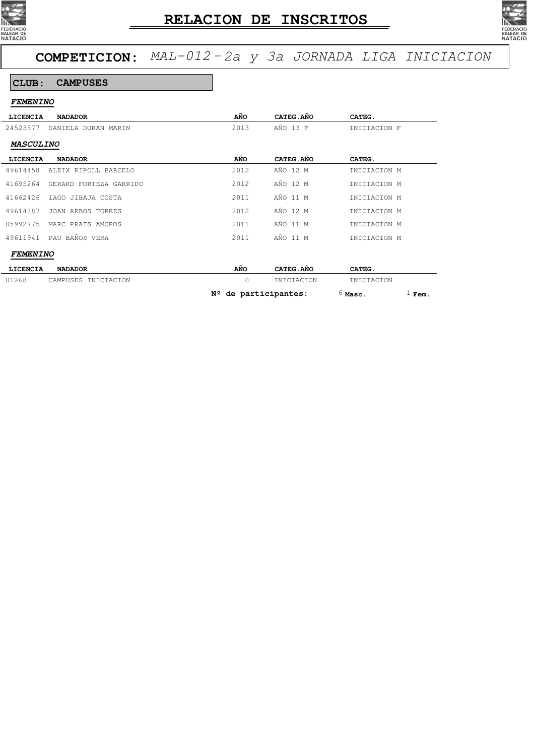# RELACION DE INSCRITOS

## COMPETICION: *MAL-012 - 2a y 3a JORNADA LIGA INICIACION*

### CLUB: CAMPUSES

***FEMENINO***

| LICENCIA | NADADOR | AÑO | CATEG.AÑO | CATEG. |
|---|---|---|---|---|
| 24523577 | DANIELA DURAN MARIN | 2013 | AÑO 13 F | INICIACION F |

***MASCULINO***

| LICENCIA | NADADOR | AÑO | CATEG.AÑO | CATEG. |
|---|---|---|---|---|
| 49614458 | ALEIX RIPOLL BARCELO | 2012 | AÑO 12 M | INICIACION M |
| 41695264 | GERARD FORTEZA GARRIDO | 2012 | AÑO 12 M | INICIACION M |
| 41662426 | IAGO JIBAJA COSTA | 2011 | AÑO 11 M | INICIACION M |
| 49614387 | JOAN ARBOS TORRES | 2012 | AÑO 12 M | INICIACION M |
| 05992775 | MARC PRATS AMOROS | 2011 | AÑO 11 M | INICIACION M |
| 49611941 | PAU BAÑOS VERA | 2011 | AÑO 11 M | INICIACION M |

***FEMENINO***

| LICENCIA | NADADOR | AÑO | CATEG.AÑO | CATEG. |
|---|---|---|---|---|
| 01268 | CAMPUSES INICIACION | 0 | INICIACION | INICIACION |

**Nº de participantes:** 6 **Masc.** 1 **Fem.**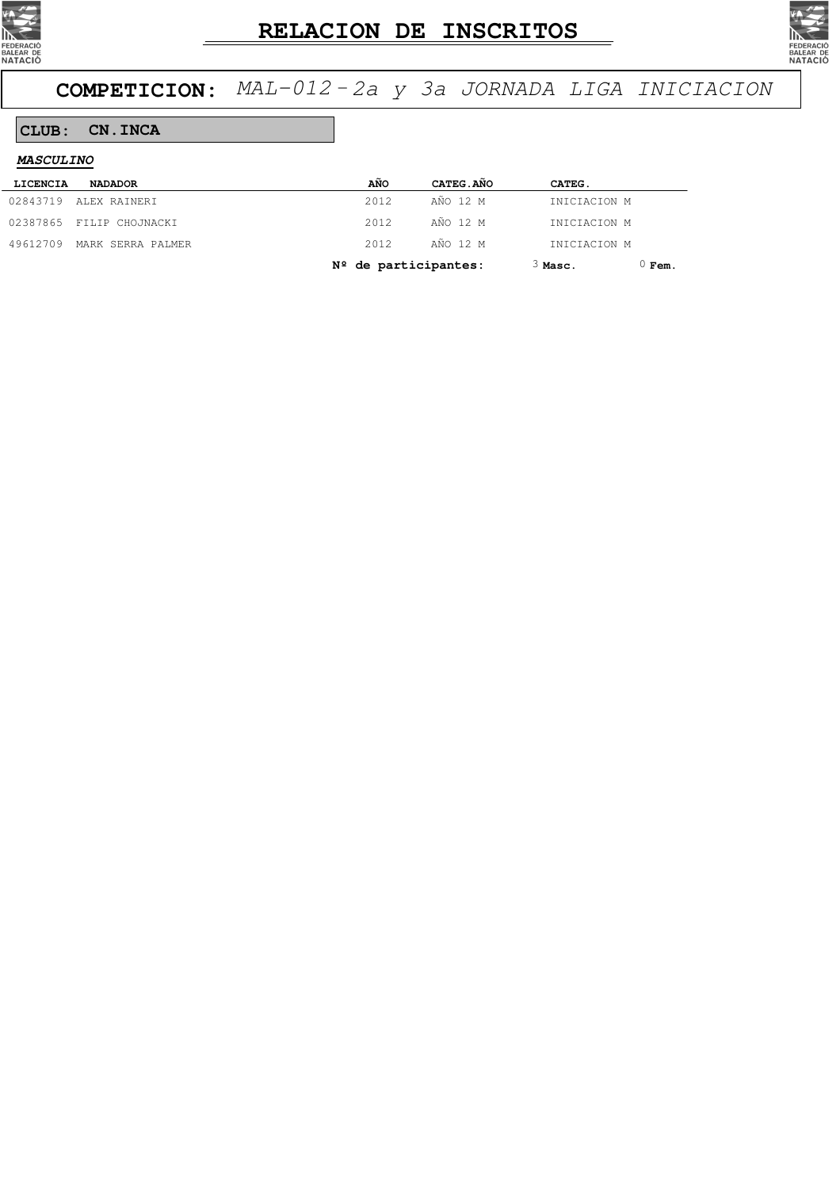# RELACION DE INSCRITOS

## COMPETICION: *MAL-012 - 2a y 3a JORNADA LIGA INICIACION*

### CLUB: CN.INCA

***MASCULINO***

| LICENCIA | NADADOR | AÑO | CATEG.AÑO | CATEG. |
|---|---|---|---|---|
| 02843719 | ALEX RAINERI | 2012 | AÑO 12 M | INICIACION M |
| 02387865 | FILIP CHOJNACKI | 2012 | AÑO 12 M | INICIACION M |
| 49612709 | MARK SERRA PALMER | 2012 | AÑO 12 M | INICIACION M |

**Nº de participantes:** 3 **Masc.** 0 **Fem.**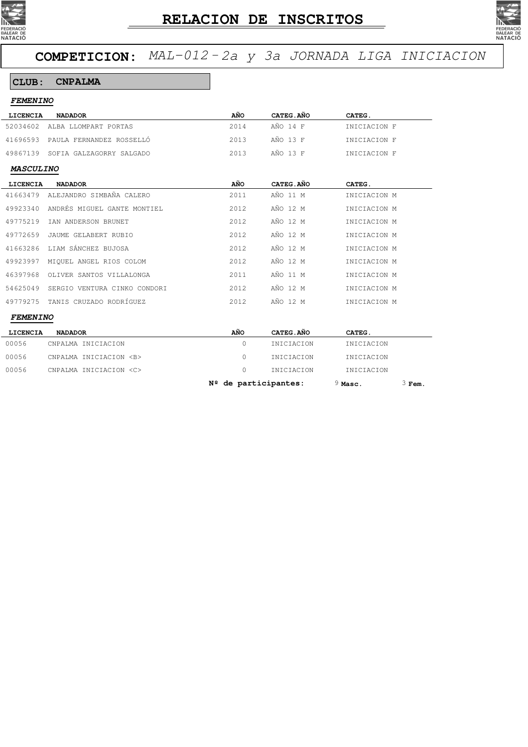# RELACION DE INSCRITOS

## COMPETICION: *MAL-012 - 2a y 3a JORNADA LIGA INICIACION*

### CLUB: CNPALMA

***FEMENINO***

| LICENCIA | NADADOR | AÑO | CATEG.AÑO | CATEG. |
|---|---|---|---|---|
| 52034602 | ALBA LLOMPART PORTAS | 2014 | AÑO 14 F | INICIACION F |
| 41696593 | PAULA FERNANDEZ ROSSELLÓ | 2013 | AÑO 13 F | INICIACION F |
| 49867139 | SOFIA GALZAGORRY SALGADO | 2013 | AÑO 13 F | INICIACION F |

***MASCULINO***

| LICENCIA | NADADOR | AÑO | CATEG.AÑO | CATEG. |
|---|---|---|---|---|
| 41663479 | ALEJANDRO SIMBAÑA CALERO | 2011 | AÑO 11 M | INICIACION M |
| 49923340 | ANDRÉS MIGUEL GANTE MONTIEL | 2012 | AÑO 12 M | INICIACION M |
| 49775219 | IAN ANDERSON BRUNET | 2012 | AÑO 12 M | INICIACION M |
| 49772659 | JAUME GELABERT RUBIO | 2012 | AÑO 12 M | INICIACION M |
| 41663286 | LIAM SÁNCHEZ BUJOSA | 2012 | AÑO 12 M | INICIACION M |
| 49923997 | MIQUEL ANGEL RIOS COLOM | 2012 | AÑO 12 M | INICIACION M |
| 46397968 | OLIVER SANTOS VILLALONGA | 2011 | AÑO 11 M | INICIACION M |
| 54625049 | SERGIO VENTURA CINKO CONDORI | 2012 | AÑO 12 M | INICIACION M |
| 49779275 | TANIS CRUZADO RODRÍGUEZ | 2012 | AÑO 12 M | INICIACION M |

***FEMENINO***

| LICENCIA | NADADOR | AÑO | CATEG.AÑO | CATEG. |
|---|---|---|---|---|
| 00056 | CNPALMA INICIACION | 0 | INICIACION | INICIACION |
| 00056 | CNPALMA INICIACION <B> | 0 | INICIACION | INICIACION |
| 00056 | CNPALMA INICIACION <C> | 0 | INICIACION | INICIACION |

**Nº de participantes:** 9 **Masc.** 3 **Fem.**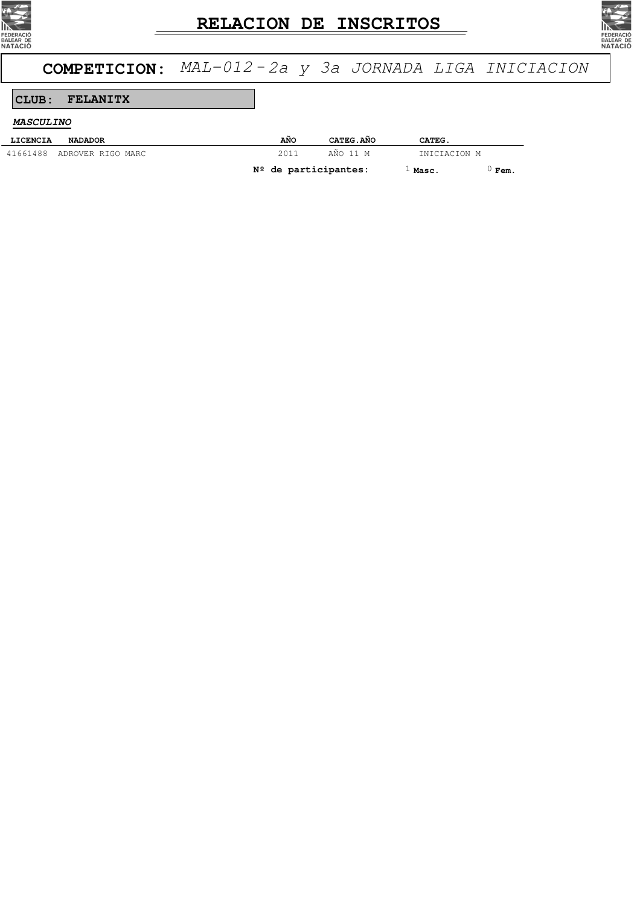# RELACION DE INSCRITOS

## COMPETICION: *MAL-012 - 2a y 3a JORNADA LIGA INICIACION*

### CLUB: FELANITX

***MASCULINO***

| LICENCIA | NADADOR | AÑO | CATEG.AÑO | CATEG. |
|---|---|---|---|---|
| 41661488 | ADROVER RIGO MARC | 2011 | AÑO 11 M | INICIACION M |

**Nº de participantes:** 1 **Masc.** 0 **Fem.**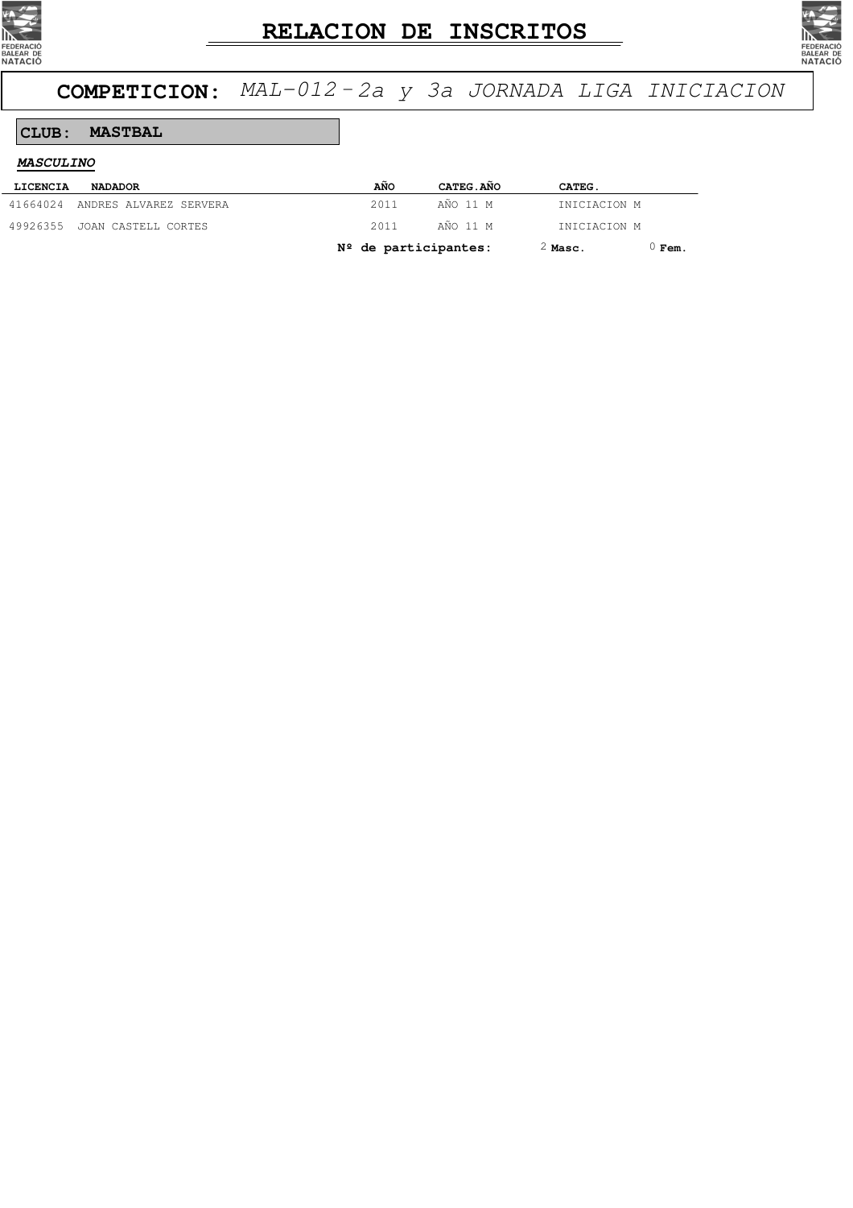# RELACION DE INSCRITOS

## COMPETICION: *MAL-012 - 2a y 3a JORNADA LIGA INICIACION*

**CLUB: MASTBAL**

***MASCULINO***

| LICENCIA | NADADOR | AÑO | CATEG.AÑO | CATEG. |
|---|---|---|---|---|
| 41664024 | ANDRES ALVAREZ SERVERA | 2011 | AÑO 11 M | INICIACION M |
| 49926355 | JOAN CASTELL CORTES | 2011 | AÑO 11 M | INICIACION M |

**Nº de participantes:** 2 **Masc.** 0 **Fem.**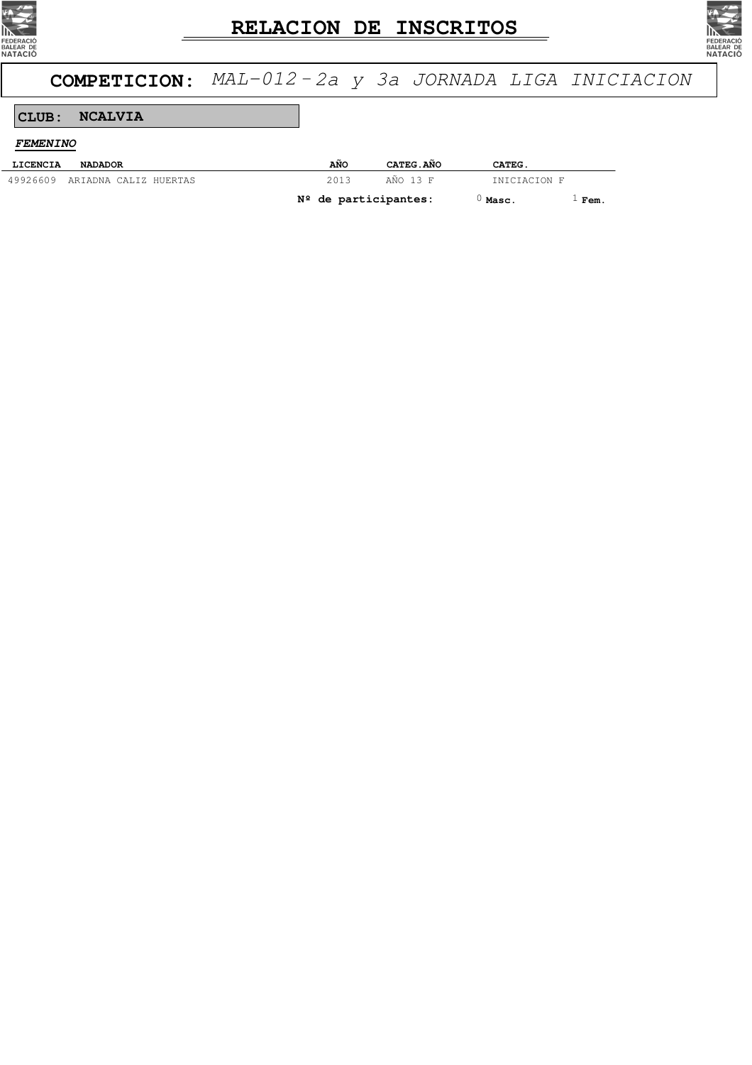# RELACION DE INSCRITOS

## COMPETICION: *MAL-012 - 2a y 3a JORNADA LIGA INICIACION*

**CLUB: NCALVIA**

***FEMENINO***

| LICENCIA | NADADOR | AÑO | CATEG.AÑO | CATEG. |
|---|---|---|---|---|
| 49926609 | ARIADNA CALIZ HUERTAS | 2013 | AÑO 13 F | INICIACION F |

**Nº de participantes:** 0 **Masc.** 1 **Fem.**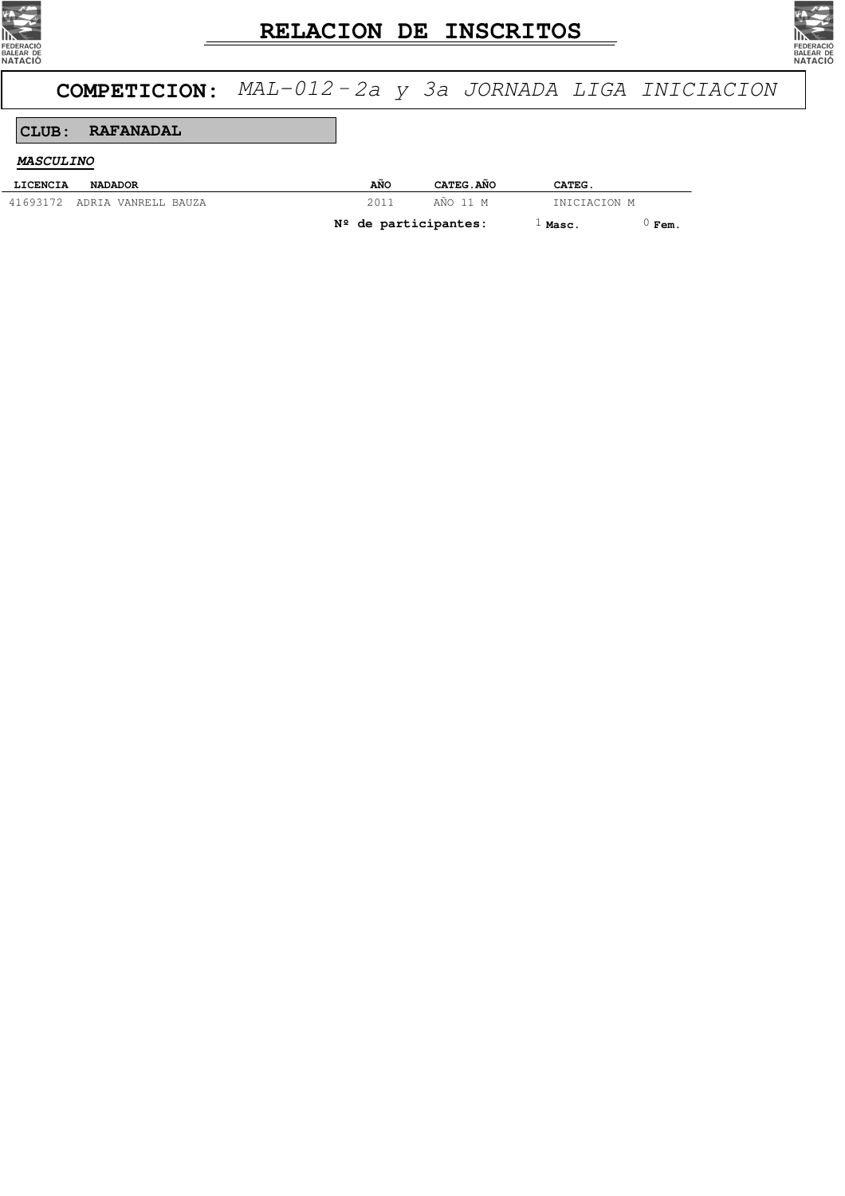# RELACION DE INSCRITOS

## COMPETICION: *MAL-012 - 2a y 3a JORNADA LIGA INICIACION*

**CLUB: RAFANADAL**

***MASCULINO***

| LICENCIA | NADADOR | AÑO | CATEG.AÑO | CATEG. |
|---|---|---|---|---|
| 41693172 | ADRIA VANRELL BAUZA | 2011 | AÑO 11 M | INICIACION M |

**Nº de participantes:** 1 **Masc.** 0 **Fem.**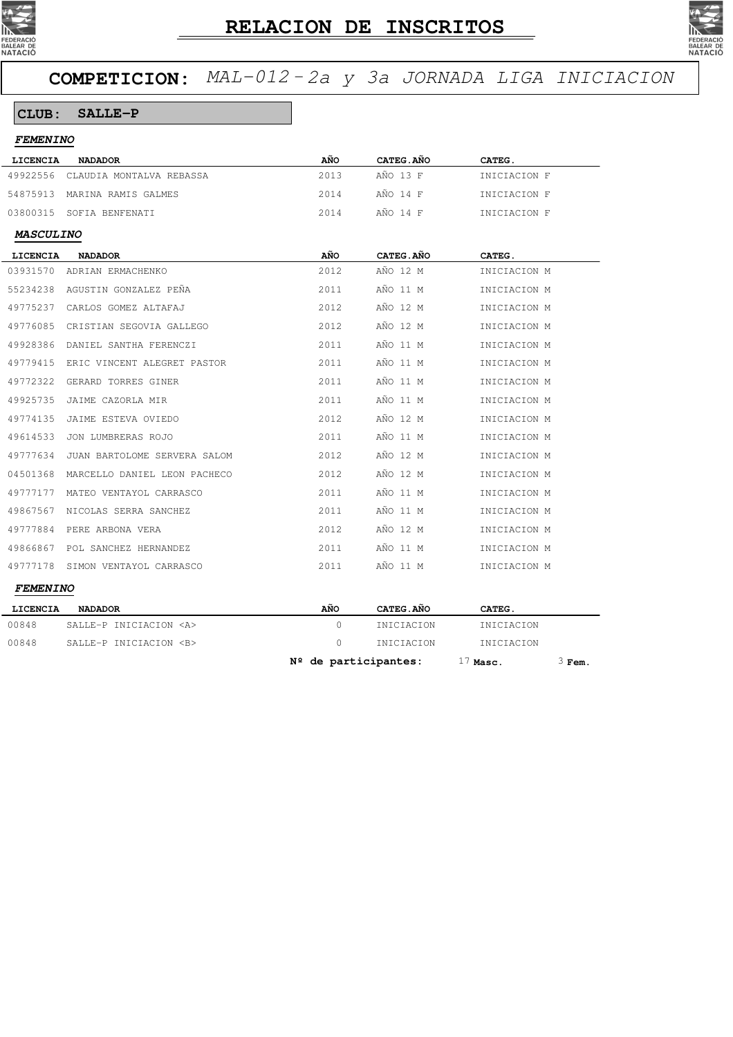# RELACION DE INSCRITOS

## COMPETICION: *MAL-012 - 2a y 3a JORNADA LIGA INICIACION*

### CLUB: SALLE-P

***FEMENINO***

| LICENCIA | NADADOR | AÑO | CATEG.AÑO | CATEG. |
|---|---|---|---|---|
| 49922556 | CLAUDIA MONTALVA REBASSA | 2013 | AÑO 13 F | INICIACION F |
| 54875913 | MARINA RAMIS GALMES | 2014 | AÑO 14 F | INICIACION F |
| 03800315 | SOFIA BENFENATI | 2014 | AÑO 14 F | INICIACION F |

***MASCULINO***

| LICENCIA | NADADOR | AÑO | CATEG.AÑO | CATEG. |
|---|---|---|---|---|
| 03931570 | ADRIAN ERMACHENKO | 2012 | AÑO 12 M | INICIACION M |
| 55234238 | AGUSTIN GONZALEZ PEÑA | 2011 | AÑO 11 M | INICIACION M |
| 49775237 | CARLOS GOMEZ ALTAFAJ | 2012 | AÑO 12 M | INICIACION M |
| 49776085 | CRISTIAN SEGOVIA GALLEGO | 2012 | AÑO 12 M | INICIACION M |
| 49928386 | DANIEL SANTHA FERENCZI | 2011 | AÑO 11 M | INICIACION M |
| 49779415 | ERIC VINCENT ALEGRET PASTOR | 2011 | AÑO 11 M | INICIACION M |
| 49772322 | GERARD TORRES GINER | 2011 | AÑO 11 M | INICIACION M |
| 49925735 | JAIME CAZORLA MIR | 2011 | AÑO 11 M | INICIACION M |
| 49774135 | JAIME ESTEVA OVIEDO | 2012 | AÑO 12 M | INICIACION M |
| 49614533 | JON LUMBRERAS ROJO | 2011 | AÑO 11 M | INICIACION M |
| 49777634 | JUAN BARTOLOME SERVERA SALOM | 2012 | AÑO 12 M | INICIACION M |
| 04501368 | MARCELLO DANIEL LEON PACHECO | 2012 | AÑO 12 M | INICIACION M |
| 49777177 | MATEO VENTAYOL CARRASCO | 2011 | AÑO 11 M | INICIACION M |
| 49867567 | NICOLAS SERRA SANCHEZ | 2011 | AÑO 11 M | INICIACION M |
| 49777884 | PERE ARBONA VERA | 2012 | AÑO 12 M | INICIACION M |
| 49866867 | POL SANCHEZ HERNANDEZ | 2011 | AÑO 11 M | INICIACION M |
| 49777178 | SIMON VENTAYOL CARRASCO | 2011 | AÑO 11 M | INICIACION M |

***FEMENINO***

| LICENCIA | NADADOR | AÑO | CATEG.AÑO | CATEG. |
|---|---|---|---|---|
| 00848 | SALLE-P INICIACION <A> | 0 | INICIACION | INICIACION |
| 00848 | SALLE-P INICIACION <B> | 0 | INICIACION | INICIACION |

**Nº de participantes:** 17 **Masc.** 3 **Fem.**